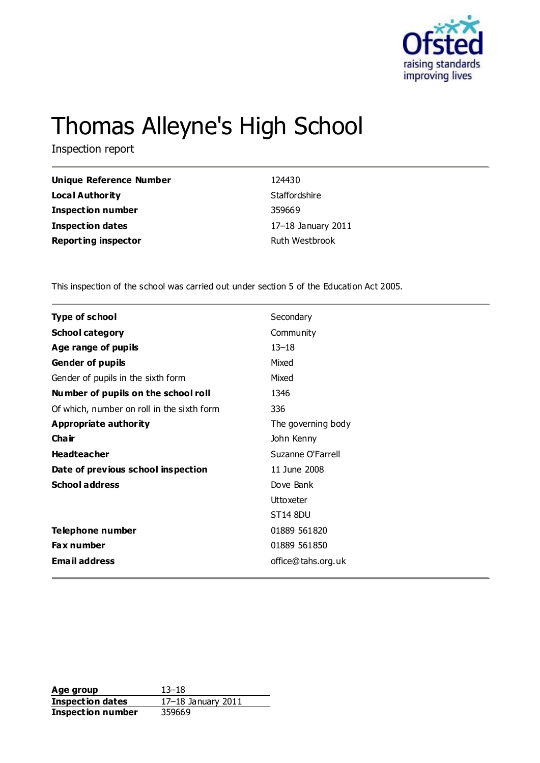# Thomas Alleyne's High School

Inspection report

| | |
|---|---|
| **Unique Reference Number** | 124430 |
| **Local Authority** | Staffordshire |
| **Inspection number** | 359669 |
| **Inspection dates** | 17–18 January 2011 |
| **Reporting inspector** | Ruth Westbrook |

This inspection of the school was carried out under section 5 of the Education Act 2005.

| | |
|---|---|
| **Type of school** | Secondary |
| **School category** | Community |
| **Age range of pupils** | 13–18 |
| **Gender of pupils** | Mixed |
| Gender of pupils in the sixth form | Mixed |
| **Number of pupils on the school roll** | 1346 |
| Of which, number on roll in the sixth form | 336 |
| **Appropriate authority** | The governing body |
| **Chair** | John Kenny |
| **Headteacher** | Suzanne O'Farrell |
| **Date of previous school inspection** | 11 June 2008 |
| **School address** | Dove Bank<br>Uttoxeter<br>ST14 8DU |
| **Telephone number** | 01889 561820 |
| **Fax number** | 01889 561850 |
| **Email address** | office@tahs.org.uk |

| | |
|---|---|
| **Age group** | 13–18 |
| **Inspection dates** | 17–18 January 2011 |
| **Inspection number** | 359669 |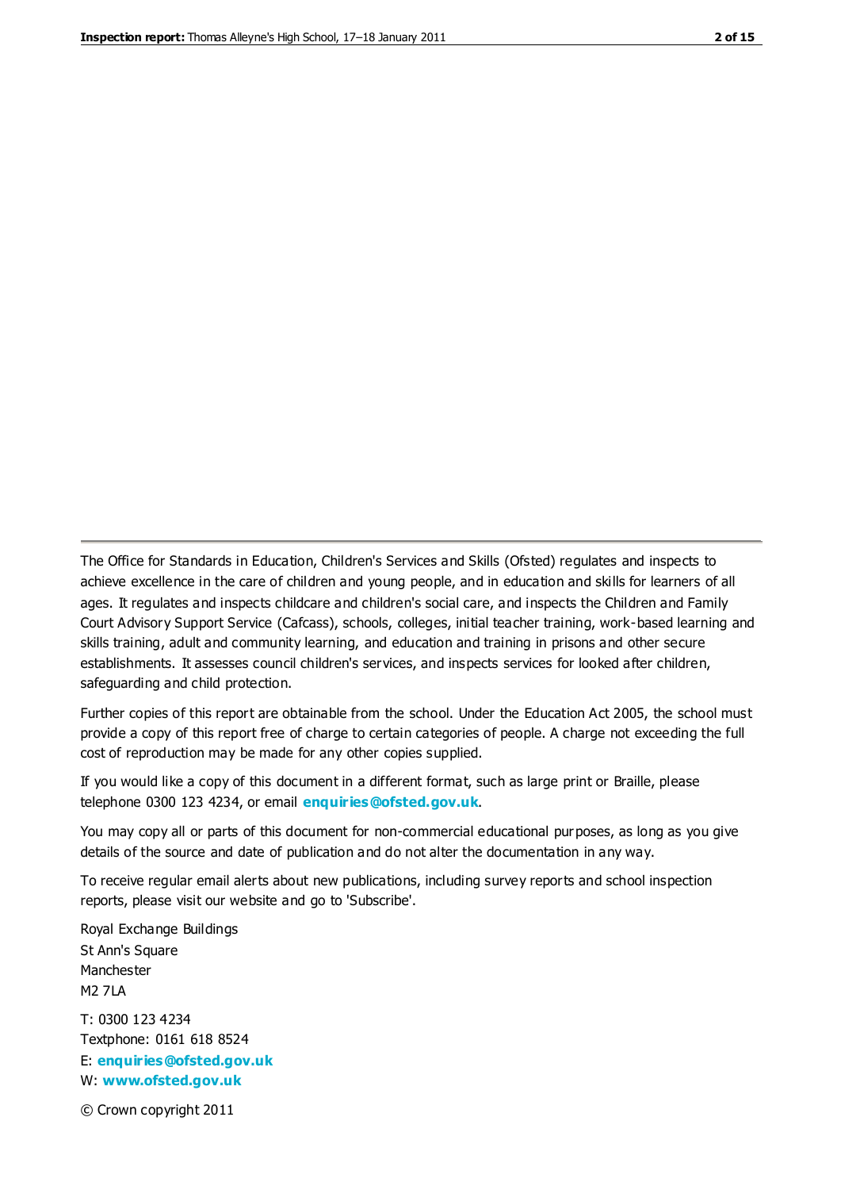The Office for Standards in Education, Children's Services and Skills (Ofsted) regulates and inspects to achieve excellence in the care of children and young people, and in education and skills for learners of all ages. It regulates and inspects childcare and children's social care, and inspects the Children and Family Court Advisory Support Service (Cafcass), schools, colleges, initial teacher training, work-based learning and skills training, adult and community learning, and education and training in prisons and other secure establishments. It assesses council children's services, and inspects services for looked after children, safeguarding and child protection.

Further copies of this report are obtainable from the school. Under the Education Act 2005, the school must provide a copy of this report free of charge to certain categories of people. A charge not exceeding the full cost of reproduction may be made for any other copies supplied.

If you would like a copy of this document in a different format, such as large print or Braille, please telephone 0300 123 4234, or email **enquiries@ofsted.gov.uk**.

You may copy all or parts of this document for non-commercial educational purposes, as long as you give details of the source and date of publication and do not alter the documentation in any way.

To receive regular email alerts about new publications, including survey reports and school inspection reports, please visit our website and go to 'Subscribe'.

Royal Exchange Buildings
St Ann's Square
Manchester
M2 7LA

T: 0300 123 4234
Textphone: 0161 618 8524
E: **enquiries@ofsted.gov.uk**
W: **www.ofsted.gov.uk**

© Crown copyright 2011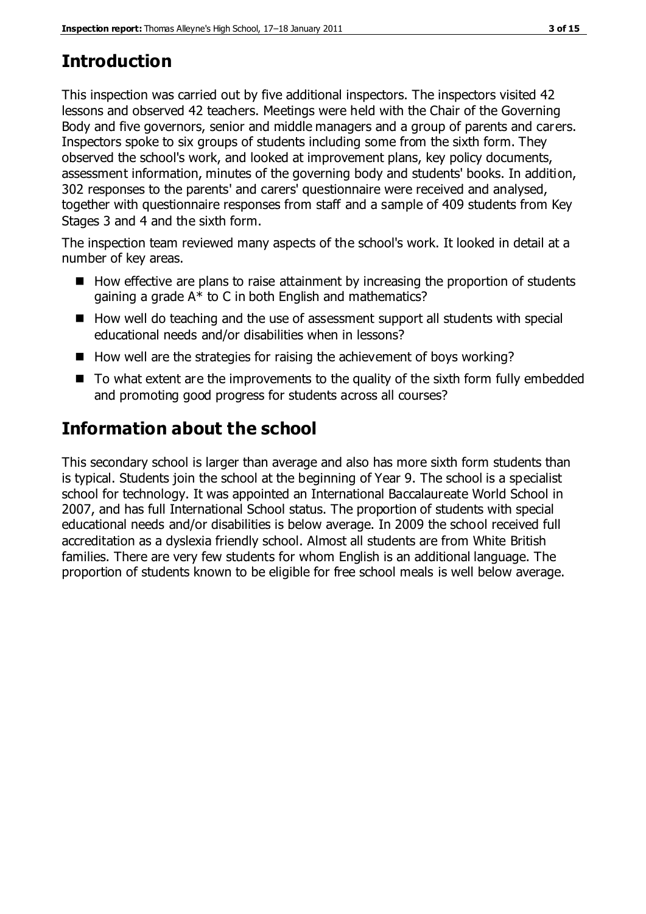# Introduction

This inspection was carried out by five additional inspectors. The inspectors visited 42 lessons and observed 42 teachers. Meetings were held with the Chair of the Governing Body and five governors, senior and middle managers and a group of parents and carers. Inspectors spoke to six groups of students including some from the sixth form. They observed the school's work, and looked at improvement plans, key policy documents, assessment information, minutes of the governing body and students' books. In addition, 302 responses to the parents' and carers' questionnaire were received and analysed, together with questionnaire responses from staff and a sample of 409 students from Key Stages 3 and 4 and the sixth form.

The inspection team reviewed many aspects of the school's work. It looked in detail at a number of key areas.

- How effective are plans to raise attainment by increasing the proportion of students gaining a grade A* to C in both English and mathematics?
- How well do teaching and the use of assessment support all students with special educational needs and/or disabilities when in lessons?
- How well are the strategies for raising the achievement of boys working?
- To what extent are the improvements to the quality of the sixth form fully embedded and promoting good progress for students across all courses?

# Information about the school

This secondary school is larger than average and also has more sixth form students than is typical. Students join the school at the beginning of Year 9. The school is a specialist school for technology. It was appointed an International Baccalaureate World School in 2007, and has full International School status. The proportion of students with special educational needs and/or disabilities is below average. In 2009 the school received full accreditation as a dyslexia friendly school. Almost all students are from White British families. There are very few students for whom English is an additional language. The proportion of students known to be eligible for free school meals is well below average.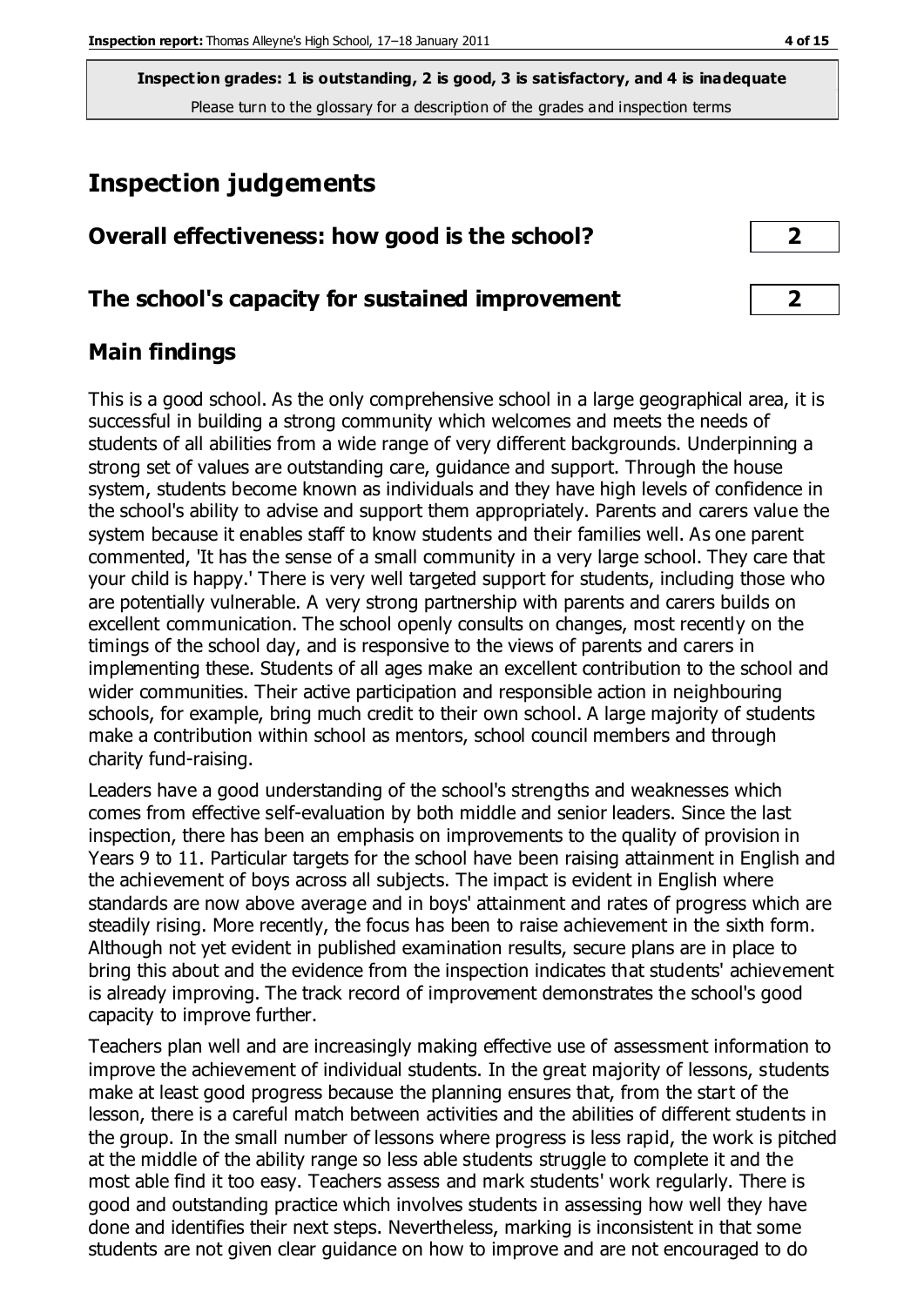**Inspection grades: 1 is outstanding, 2 is good, 3 is satisfactory, and 4 is inadequate**
Please turn to the glossary for a description of the grades and inspection terms

# Inspection judgements

| | |
|---|---|
| **Overall effectiveness: how good is the school?** | **2** |
| **The school's capacity for sustained improvement** | **2** |

## Main findings

This is a good school. As the only comprehensive school in a large geographical area, it is successful in building a strong community which welcomes and meets the needs of students of all abilities from a wide range of very different backgrounds. Underpinning a strong set of values are outstanding care, guidance and support. Through the house system, students become known as individuals and they have high levels of confidence in the school's ability to advise and support them appropriately. Parents and carers value the system because it enables staff to know students and their families well. As one parent commented, 'It has the sense of a small community in a very large school. They care that your child is happy.' There is very well targeted support for students, including those who are potentially vulnerable. A very strong partnership with parents and carers builds on excellent communication. The school openly consults on changes, most recently on the timings of the school day, and is responsive to the views of parents and carers in implementing these. Students of all ages make an excellent contribution to the school and wider communities. Their active participation and responsible action in neighbouring schools, for example, bring much credit to their own school. A large majority of students make a contribution within school as mentors, school council members and through charity fund-raising.

Leaders have a good understanding of the school's strengths and weaknesses which comes from effective self-evaluation by both middle and senior leaders. Since the last inspection, there has been an emphasis on improvements to the quality of provision in Years 9 to 11. Particular targets for the school have been raising attainment in English and the achievement of boys across all subjects. The impact is evident in English where standards are now above average and in boys' attainment and rates of progress which are steadily rising. More recently, the focus has been to raise achievement in the sixth form. Although not yet evident in published examination results, secure plans are in place to bring this about and the evidence from the inspection indicates that students' achievement is already improving. The track record of improvement demonstrates the school's good capacity to improve further.

Teachers plan well and are increasingly making effective use of assessment information to improve the achievement of individual students. In the great majority of lessons, students make at least good progress because the planning ensures that, from the start of the lesson, there is a careful match between activities and the abilities of different students in the group. In the small number of lessons where progress is less rapid, the work is pitched at the middle of the ability range so less able students struggle to complete it and the most able find it too easy. Teachers assess and mark students' work regularly. There is good and outstanding practice which involves students in assessing how well they have done and identifies their next steps. Nevertheless, marking is inconsistent in that some students are not given clear guidance on how to improve and are not encouraged to do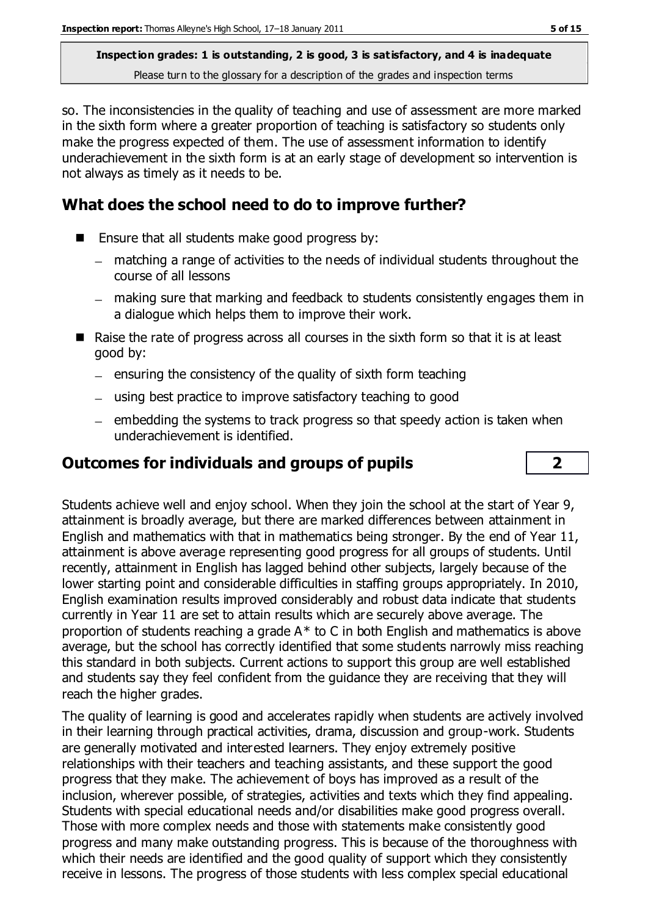so. The inconsistencies in the quality of teaching and use of assessment are more marked in the sixth form where a greater proportion of teaching is satisfactory so students only make the progress expected of them. The use of assessment information to identify underachievement in the sixth form is at an early stage of development so intervention is not always as timely as it needs to be.

## What does the school need to do to improve further?

- Ensure that all students make good progress by:
  - matching a range of activities to the needs of individual students throughout the course of all lessons
  - making sure that marking and feedback to students consistently engages them in a dialogue which helps them to improve their work.
- Raise the rate of progress across all courses in the sixth form so that it is at least good by:
  - ensuring the consistency of the quality of sixth form teaching
  - using best practice to improve satisfactory teaching to good
  - embedding the systems to track progress so that speedy action is taken when underachievement is identified.

## Outcomes for individuals and groups of pupils — 2

Students achieve well and enjoy school. When they join the school at the start of Year 9, attainment is broadly average, but there are marked differences between attainment in English and mathematics with that in mathematics being stronger. By the end of Year 11, attainment is above average representing good progress for all groups of students. Until recently, attainment in English has lagged behind other subjects, largely because of the lower starting point and considerable difficulties in staffing groups appropriately. In 2010, English examination results improved considerably and robust data indicate that students currently in Year 11 are set to attain results which are securely above average. The proportion of students reaching a grade A* to C in both English and mathematics is above average, but the school has correctly identified that some students narrowly miss reaching this standard in both subjects. Current actions to support this group are well established and students say they feel confident from the guidance they are receiving that they will reach the higher grades.

The quality of learning is good and accelerates rapidly when students are actively involved in their learning through practical activities, drama, discussion and group-work. Students are generally motivated and interested learners. They enjoy extremely positive relationships with their teachers and teaching assistants, and these support the good progress that they make. The achievement of boys has improved as a result of the inclusion, wherever possible, of strategies, activities and texts which they find appealing. Students with special educational needs and/or disabilities make good progress overall. Those with more complex needs and those with statements make consistently good progress and many make outstanding progress. This is because of the thoroughness with which their needs are identified and the good quality of support which they consistently receive in lessons. The progress of those students with less complex special educational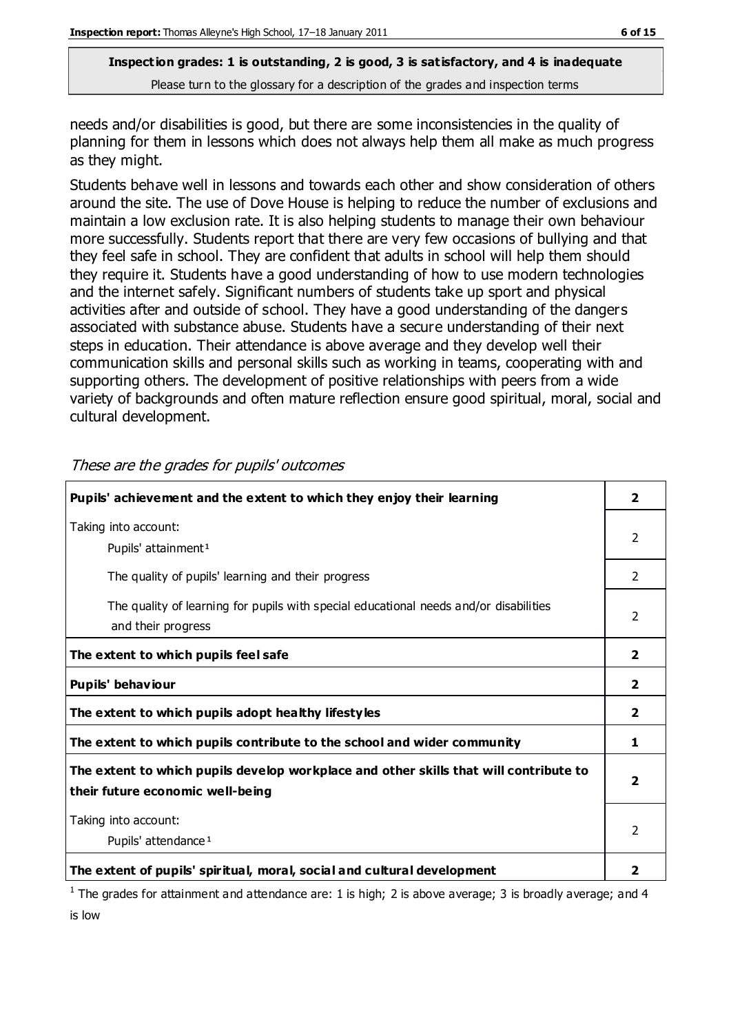needs and/or disabilities is good, but there are some inconsistencies in the quality of planning for them in lessons which does not always help them all make as much progress as they might.

Students behave well in lessons and towards each other and show consideration of others around the site. The use of Dove House is helping to reduce the number of exclusions and maintain a low exclusion rate. It is also helping students to manage their own behaviour more successfully. Students report that there are very few occasions of bullying and that they feel safe in school. They are confident that adults in school will help them should they require it. Students have a good understanding of how to use modern technologies and the internet safely. Significant numbers of students take up sport and physical activities after and outside of school. They have a good understanding of the dangers associated with substance abuse. Students have a secure understanding of their next steps in education. Their attendance is above average and they develop well their communication skills and personal skills such as working in teams, cooperating with and supporting others. The development of positive relationships with peers from a wide variety of backgrounds and often mature reflection ensure good spiritual, moral, social and cultural development.

*These are the grades for pupils' outcomes*

| | |
|---|---|
| **Pupils' achievement and the extent to which they enjoy their learning** | **2** |
| Taking into account: Pupils' attainment[1] | 2 |
| The quality of pupils' learning and their progress | 2 |
| The quality of learning for pupils with special educational needs and/or disabilities and their progress | 2 |
| **The extent to which pupils feel safe** | **2** |
| **Pupils' behaviour** | **2** |
| **The extent to which pupils adopt healthy lifestyles** | **2** |
| **The extent to which pupils contribute to the school and wider community** | **1** |
| **The extent to which pupils develop workplace and other skills that will contribute to their future economic well-being** | **2** |
| Taking into account: Pupils' attendance[1] | 2 |
| **The extent of pupils' spiritual, moral, social and cultural development** | **2** |

[1] The grades for attainment and attendance are: 1 is high; 2 is above average; 3 is broadly average; and 4 is low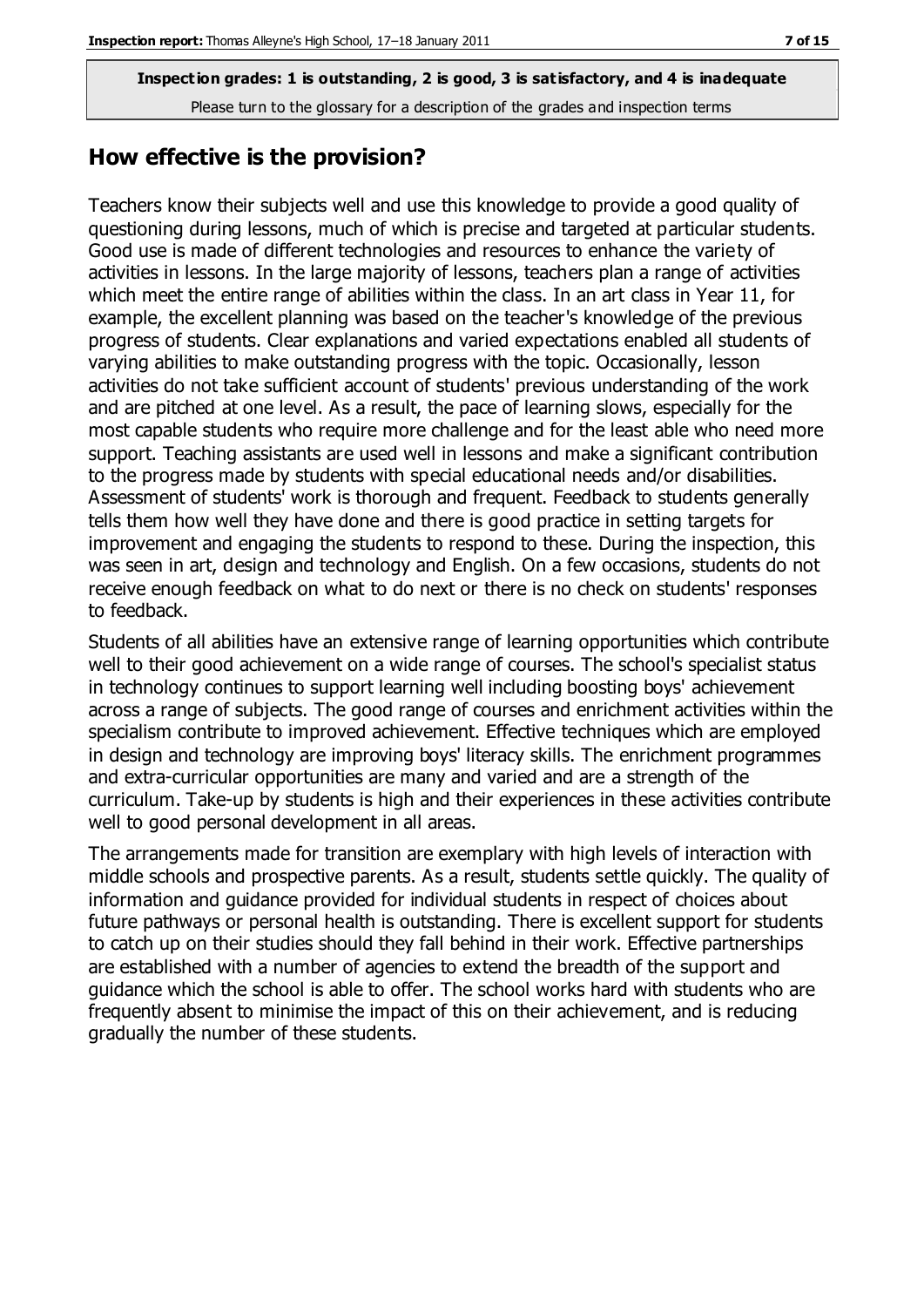**Inspection grades: 1 is outstanding, 2 is good, 3 is satisfactory, and 4 is inadequate**

Please turn to the glossary for a description of the grades and inspection terms

## How effective is the provision?

Teachers know their subjects well and use this knowledge to provide a good quality of questioning during lessons, much of which is precise and targeted at particular students. Good use is made of different technologies and resources to enhance the variety of activities in lessons. In the large majority of lessons, teachers plan a range of activities which meet the entire range of abilities within the class. In an art class in Year 11, for example, the excellent planning was based on the teacher's knowledge of the previous progress of students. Clear explanations and varied expectations enabled all students of varying abilities to make outstanding progress with the topic. Occasionally, lesson activities do not take sufficient account of students' previous understanding of the work and are pitched at one level. As a result, the pace of learning slows, especially for the most capable students who require more challenge and for the least able who need more support. Teaching assistants are used well in lessons and make a significant contribution to the progress made by students with special educational needs and/or disabilities. Assessment of students' work is thorough and frequent. Feedback to students generally tells them how well they have done and there is good practice in setting targets for improvement and engaging the students to respond to these. During the inspection, this was seen in art, design and technology and English. On a few occasions, students do not receive enough feedback on what to do next or there is no check on students' responses to feedback.

Students of all abilities have an extensive range of learning opportunities which contribute well to their good achievement on a wide range of courses. The school's specialist status in technology continues to support learning well including boosting boys' achievement across a range of subjects. The good range of courses and enrichment activities within the specialism contribute to improved achievement. Effective techniques which are employed in design and technology are improving boys' literacy skills. The enrichment programmes and extra-curricular opportunities are many and varied and are a strength of the curriculum. Take-up by students is high and their experiences in these activities contribute well to good personal development in all areas.

The arrangements made for transition are exemplary with high levels of interaction with middle schools and prospective parents. As a result, students settle quickly. The quality of information and guidance provided for individual students in respect of choices about future pathways or personal health is outstanding. There is excellent support for students to catch up on their studies should they fall behind in their work. Effective partnerships are established with a number of agencies to extend the breadth of the support and guidance which the school is able to offer. The school works hard with students who are frequently absent to minimise the impact of this on their achievement, and is reducing gradually the number of these students.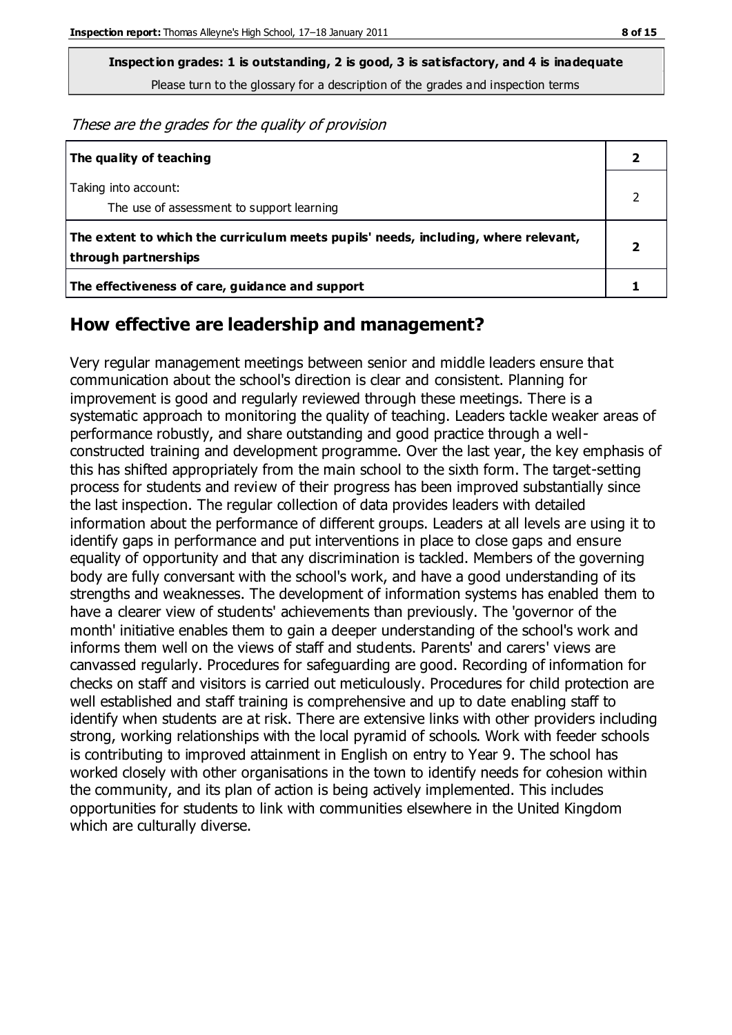**Inspection grades: 1 is outstanding, 2 is good, 3 is satisfactory, and 4 is inadequate**

Please turn to the glossary for a description of the grades and inspection terms

*These are the grades for the quality of provision*

| | |
|---|---|
| **The quality of teaching** | **2** |
| Taking into account:<br>The use of assessment to support learning | 2 |
| **The extent to which the curriculum meets pupils' needs, including, where relevant, through partnerships** | **2** |
| **The effectiveness of care, guidance and support** | **1** |

## How effective are leadership and management?

Very regular management meetings between senior and middle leaders ensure that communication about the school's direction is clear and consistent. Planning for improvement is good and regularly reviewed through these meetings. There is a systematic approach to monitoring the quality of teaching. Leaders tackle weaker areas of performance robustly, and share outstanding and good practice through a well-constructed training and development programme. Over the last year, the key emphasis of this has shifted appropriately from the main school to the sixth form. The target-setting process for students and review of their progress has been improved substantially since the last inspection. The regular collection of data provides leaders with detailed information about the performance of different groups. Leaders at all levels are using it to identify gaps in performance and put interventions in place to close gaps and ensure equality of opportunity and that any discrimination is tackled. Members of the governing body are fully conversant with the school's work, and have a good understanding of its strengths and weaknesses. The development of information systems has enabled them to have a clearer view of students' achievements than previously. The 'governor of the month' initiative enables them to gain a deeper understanding of the school's work and informs them well on the views of staff and students. Parents' and carers' views are canvassed regularly. Procedures for safeguarding are good. Recording of information for checks on staff and visitors is carried out meticulously. Procedures for child protection are well established and staff training is comprehensive and up to date enabling staff to identify when students are at risk. There are extensive links with other providers including strong, working relationships with the local pyramid of schools. Work with feeder schools is contributing to improved attainment in English on entry to Year 9. The school has worked closely with other organisations in the town to identify needs for cohesion within the community, and its plan of action is being actively implemented. This includes opportunities for students to link with communities elsewhere in the United Kingdom which are culturally diverse.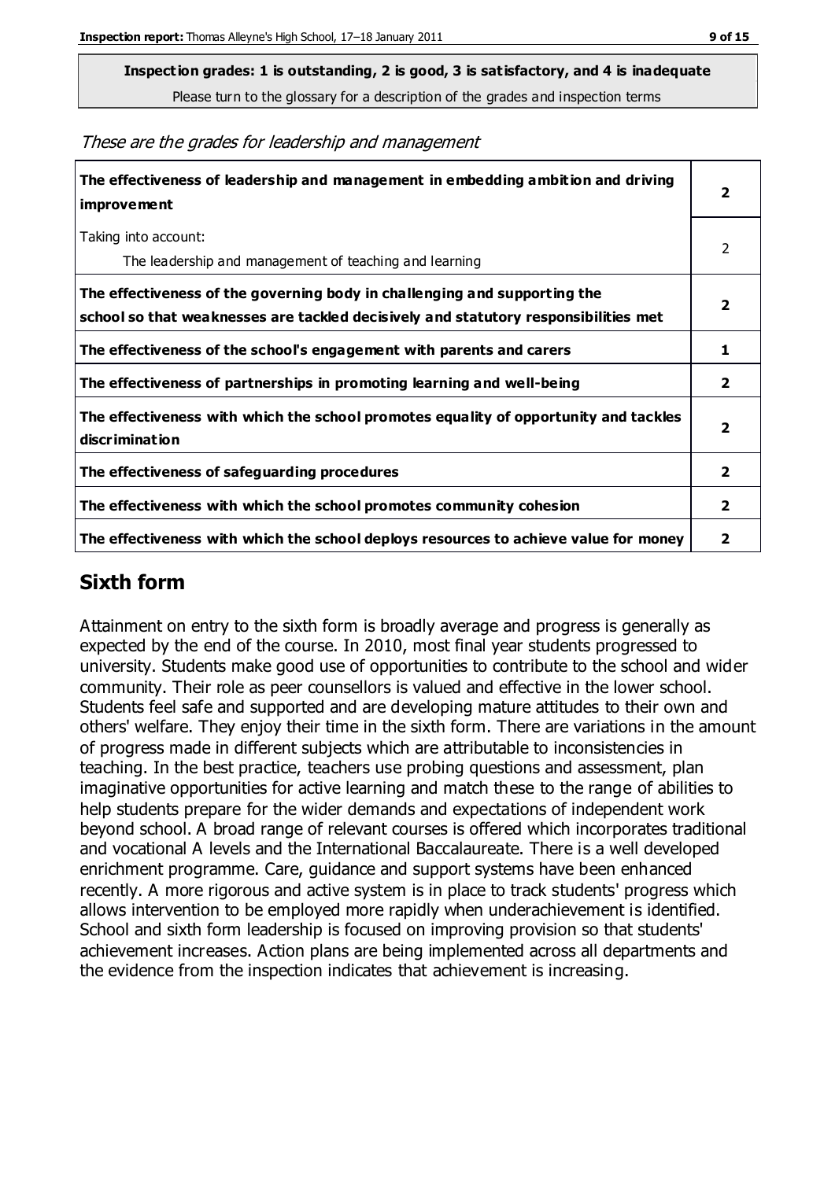**Inspection grades: 1 is outstanding, 2 is good, 3 is satisfactory, and 4 is inadequate**

Please turn to the glossary for a description of the grades and inspection terms

*These are the grades for leadership and management*

| | |
|---|---|
| **The effectiveness of leadership and management in embedding ambition and driving improvement** | **2** |
| Taking into account:<br>The leadership and management of teaching and learning | 2 |
| **The effectiveness of the governing body in challenging and supporting the school so that weaknesses are tackled decisively and statutory responsibilities met** | **2** |
| **The effectiveness of the school's engagement with parents and carers** | **1** |
| **The effectiveness of partnerships in promoting learning and well-being** | **2** |
| **The effectiveness with which the school promotes equality of opportunity and tackles discrimination** | **2** |
| **The effectiveness of safeguarding procedures** | **2** |
| **The effectiveness with which the school promotes community cohesion** | **2** |
| **The effectiveness with which the school deploys resources to achieve value for money** | **2** |

## Sixth form

Attainment on entry to the sixth form is broadly average and progress is generally as expected by the end of the course. In 2010, most final year students progressed to university. Students make good use of opportunities to contribute to the school and wider community. Their role as peer counsellors is valued and effective in the lower school. Students feel safe and supported and are developing mature attitudes to their own and others' welfare. They enjoy their time in the sixth form. There are variations in the amount of progress made in different subjects which are attributable to inconsistencies in teaching. In the best practice, teachers use probing questions and assessment, plan imaginative opportunities for active learning and match these to the range of abilities to help students prepare for the wider demands and expectations of independent work beyond school. A broad range of relevant courses is offered which incorporates traditional and vocational A levels and the International Baccalaureate. There is a well developed enrichment programme. Care, guidance and support systems have been enhanced recently. A more rigorous and active system is in place to track students' progress which allows intervention to be employed more rapidly when underachievement is identified. School and sixth form leadership is focused on improving provision so that students' achievement increases. Action plans are being implemented across all departments and the evidence from the inspection indicates that achievement is increasing.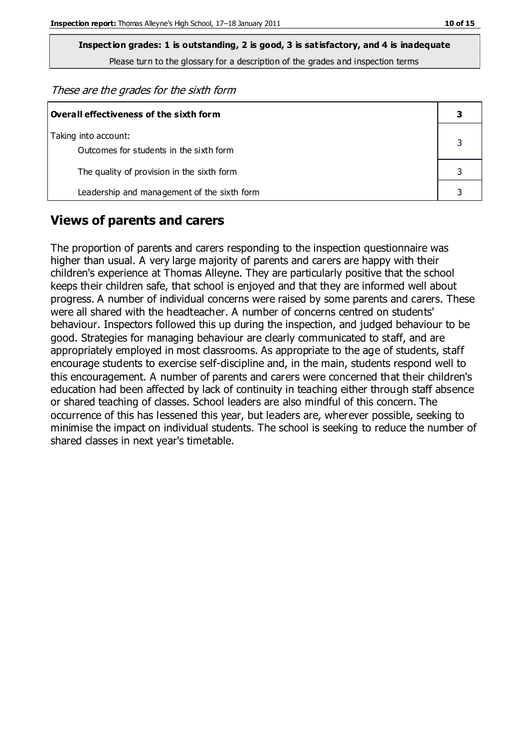**Inspection grades: 1 is outstanding, 2 is good, 3 is satisfactory, and 4 is inadequate**

Please turn to the glossary for a description of the grades and inspection terms

*These are the grades for the sixth form*

| Overall effectiveness of the sixth form | 3 |
|---|---|
| Taking into account:<br>Outcomes for students in the sixth form | 3 |
| The quality of provision in the sixth form | 3 |
| Leadership and management of the sixth form | 3 |

## Views of parents and carers

The proportion of parents and carers responding to the inspection questionnaire was higher than usual. A very large majority of parents and carers are happy with their children's experience at Thomas Alleyne. They are particularly positive that the school keeps their children safe, that school is enjoyed and that they are informed well about progress. A number of individual concerns were raised by some parents and carers. These were all shared with the headteacher. A number of concerns centred on students' behaviour. Inspectors followed this up during the inspection, and judged behaviour to be good. Strategies for managing behaviour are clearly communicated to staff, and are appropriately employed in most classrooms. As appropriate to the age of students, staff encourage students to exercise self-discipline and, in the main, students respond well to this encouragement. A number of parents and carers were concerned that their children's education had been affected by lack of continuity in teaching either through staff absence or shared teaching of classes. School leaders are also mindful of this concern. The occurrence of this has lessened this year, but leaders are, wherever possible, seeking to minimise the impact on individual students. The school is seeking to reduce the number of shared classes in next year's timetable.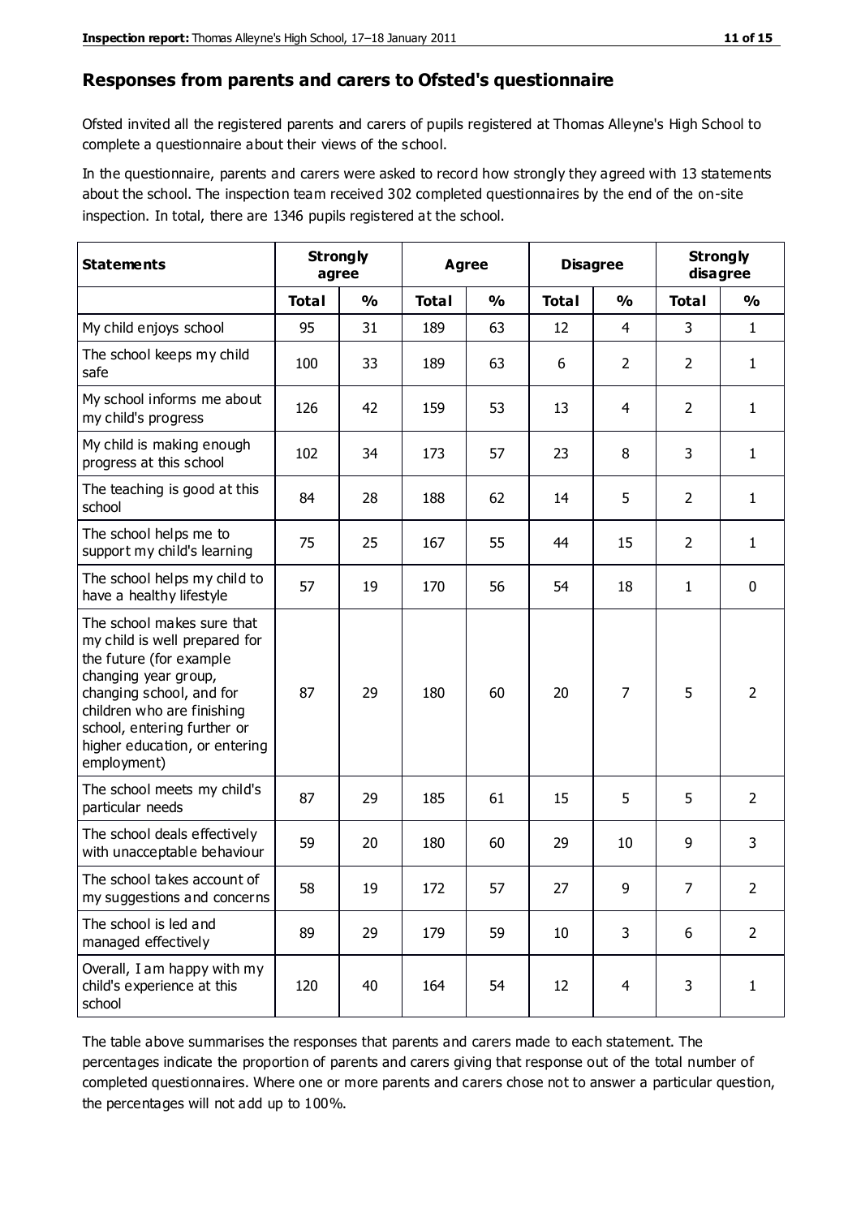## Responses from parents and carers to Ofsted's questionnaire

Ofsted invited all the registered parents and carers of pupils registered at Thomas Alleyne's High School to complete a questionnaire about their views of the school.

In the questionnaire, parents and carers were asked to record how strongly they agreed with 13 statements about the school. The inspection team received 302 completed questionnaires by the end of the on-site inspection. In total, there are 1346 pupils registered at the school.

| Statements | Strongly agree | | Agree | | Disagree | | Strongly disagree | |
|---|---|---|---|---|---|---|---|---|
| | Total | % | Total | % | Total | % | Total | % |
| My child enjoys school | 95 | 31 | 189 | 63 | 12 | 4 | 3 | 1 |
| The school keeps my child safe | 100 | 33 | 189 | 63 | 6 | 2 | 2 | 1 |
| My school informs me about my child's progress | 126 | 42 | 159 | 53 | 13 | 4 | 2 | 1 |
| My child is making enough progress at this school | 102 | 34 | 173 | 57 | 23 | 8 | 3 | 1 |
| The teaching is good at this school | 84 | 28 | 188 | 62 | 14 | 5 | 2 | 1 |
| The school helps me to support my child's learning | 75 | 25 | 167 | 55 | 44 | 15 | 2 | 1 |
| The school helps my child to have a healthy lifestyle | 57 | 19 | 170 | 56 | 54 | 18 | 1 | 0 |
| The school makes sure that my child is well prepared for the future (for example changing year group, changing school, and for children who are finishing school, entering further or higher education, or entering employment) | 87 | 29 | 180 | 60 | 20 | 7 | 5 | 2 |
| The school meets my child's particular needs | 87 | 29 | 185 | 61 | 15 | 5 | 5 | 2 |
| The school deals effectively with unacceptable behaviour | 59 | 20 | 180 | 60 | 29 | 10 | 9 | 3 |
| The school takes account of my suggestions and concerns | 58 | 19 | 172 | 57 | 27 | 9 | 7 | 2 |
| The school is led and managed effectively | 89 | 29 | 179 | 59 | 10 | 3 | 6 | 2 |
| Overall, I am happy with my child's experience at this school | 120 | 40 | 164 | 54 | 12 | 4 | 3 | 1 |

The table above summarises the responses that parents and carers made to each statement. The percentages indicate the proportion of parents and carers giving that response out of the total number of completed questionnaires. Where one or more parents and carers chose not to answer a particular question, the percentages will not add up to 100%.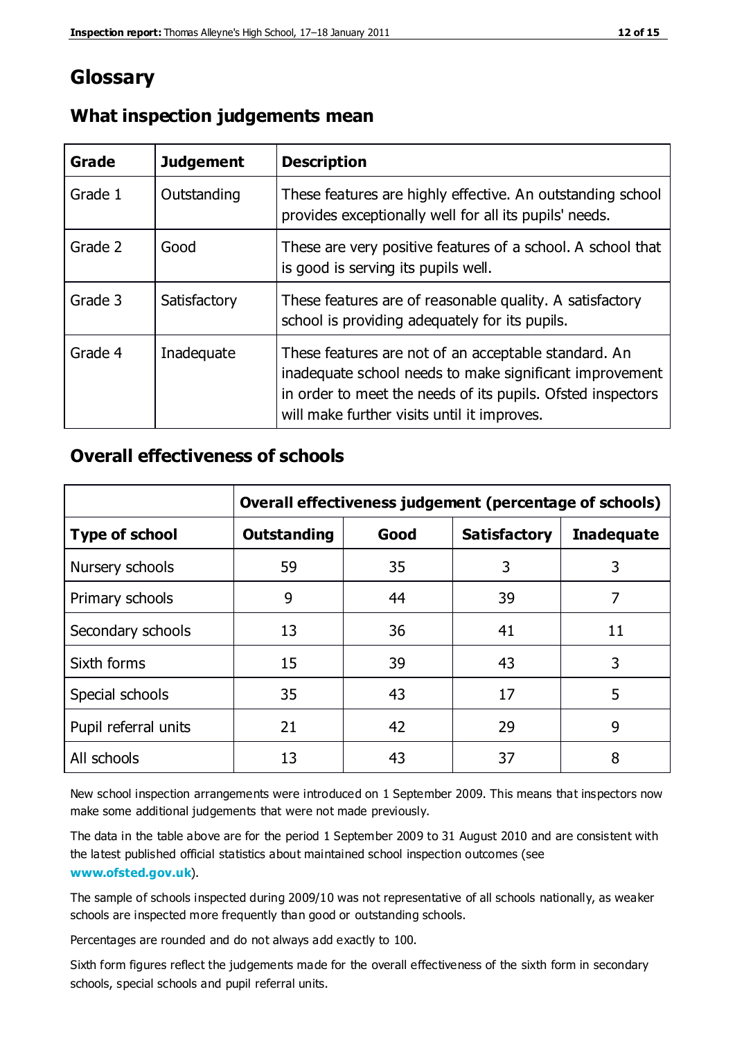# Glossary

## What inspection judgements mean

| Grade | Judgement | Description |
|---|---|---|
| Grade 1 | Outstanding | These features are highly effective. An outstanding school provides exceptionally well for all its pupils' needs. |
| Grade 2 | Good | These are very positive features of a school. A school that is good is serving its pupils well. |
| Grade 3 | Satisfactory | These features are of reasonable quality. A satisfactory school is providing adequately for its pupils. |
| Grade 4 | Inadequate | These features are not of an acceptable standard. An inadequate school needs to make significant improvement in order to meet the needs of its pupils. Ofsted inspectors will make further visits until it improves. |

## Overall effectiveness of schools

| | Overall effectiveness judgement (percentage of schools) | | | |
|---|---|---|---|---|
| **Type of school** | **Outstanding** | **Good** | **Satisfactory** | **Inadequate** |
| Nursery schools | 59 | 35 | 3 | 3 |
| Primary schools | 9 | 44 | 39 | 7 |
| Secondary schools | 13 | 36 | 41 | 11 |
| Sixth forms | 15 | 39 | 43 | 3 |
| Special schools | 35 | 43 | 17 | 5 |
| Pupil referral units | 21 | 42 | 29 | 9 |
| All schools | 13 | 43 | 37 | 8 |

New school inspection arrangements were introduced on 1 September 2009. This means that inspectors now make some additional judgements that were not made previously.

The data in the table above are for the period 1 September 2009 to 31 August 2010 and are consistent with the latest published official statistics about maintained school inspection outcomes (see **www.ofsted.gov.uk**).

The sample of schools inspected during 2009/10 was not representative of all schools nationally, as weaker schools are inspected more frequently than good or outstanding schools.

Percentages are rounded and do not always add exactly to 100.

Sixth form figures reflect the judgements made for the overall effectiveness of the sixth form in secondary schools, special schools and pupil referral units.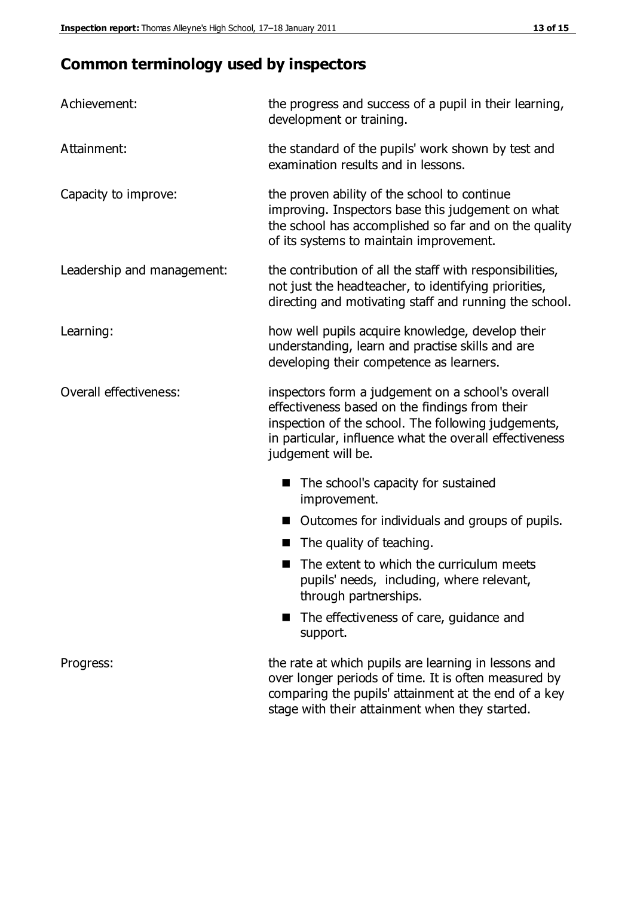## Common terminology used by inspectors

| | |
|---|---|
| Achievement: | the progress and success of a pupil in their learning, development or training. |
| Attainment: | the standard of the pupils' work shown by test and examination results and in lessons. |
| Capacity to improve: | the proven ability of the school to continue improving. Inspectors base this judgement on what the school has accomplished so far and on the quality of its systems to maintain improvement. |
| Leadership and management: | the contribution of all the staff with responsibilities, not just the headteacher, to identifying priorities, directing and motivating staff and running the school. |
| Learning: | how well pupils acquire knowledge, develop their understanding, learn and practise skills and are developing their competence as learners. |
| Overall effectiveness: | inspectors form a judgement on a school's overall effectiveness based on the findings from their inspection of the school. The following judgements, in particular, influence what the overall effectiveness judgement will be. <br>■ The school's capacity for sustained improvement.<br>■ Outcomes for individuals and groups of pupils.<br>■ The quality of teaching.<br>■ The extent to which the curriculum meets pupils' needs, including, where relevant, through partnerships.<br>■ The effectiveness of care, guidance and support. |
| Progress: | the rate at which pupils are learning in lessons and over longer periods of time. It is often measured by comparing the pupils' attainment at the end of a key stage with their attainment when they started. |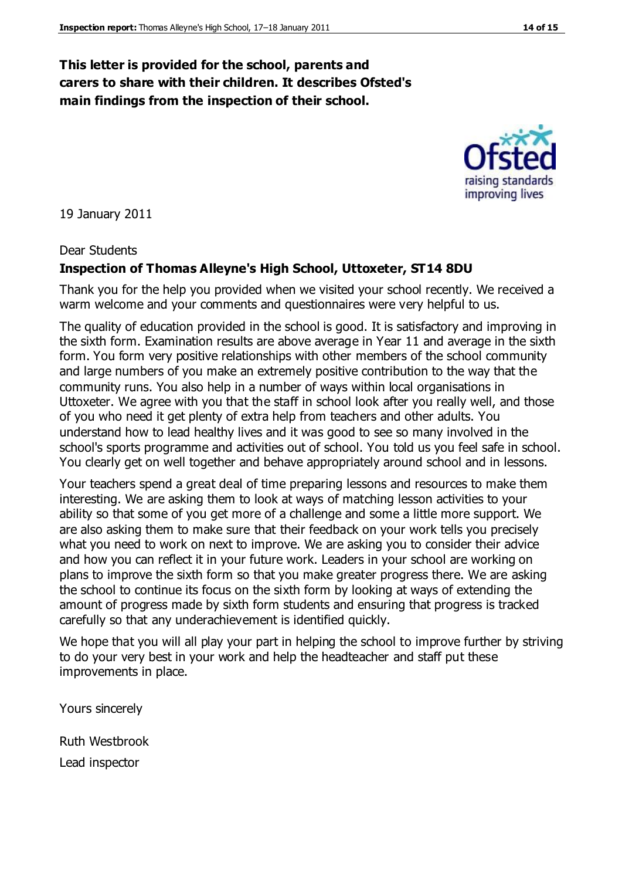**This letter is provided for the school, parents and carers to share with their children. It describes Ofsted's main findings from the inspection of their school.**

19 January 2011

Dear Students

**Inspection of Thomas Alleyne's High School, Uttoxeter, ST14 8DU**

Thank you for the help you provided when we visited your school recently. We received a warm welcome and your comments and questionnaires were very helpful to us.

The quality of education provided in the school is good. It is satisfactory and improving in the sixth form. Examination results are above average in Year 11 and average in the sixth form. You form very positive relationships with other members of the school community and large numbers of you make an extremely positive contribution to the way that the community runs. You also help in a number of ways within local organisations in Uttoxeter. We agree with you that the staff in school look after you really well, and those of you who need it get plenty of extra help from teachers and other adults. You understand how to lead healthy lives and it was good to see so many involved in the school's sports programme and activities out of school. You told us you feel safe in school. You clearly get on well together and behave appropriately around school and in lessons.

Your teachers spend a great deal of time preparing lessons and resources to make them interesting. We are asking them to look at ways of matching lesson activities to your ability so that some of you get more of a challenge and some a little more support. We are also asking them to make sure that their feedback on your work tells you precisely what you need to work on next to improve. We are asking you to consider their advice and how you can reflect it in your future work. Leaders in your school are working on plans to improve the sixth form so that you make greater progress there. We are asking the school to continue its focus on the sixth form by looking at ways of extending the amount of progress made by sixth form students and ensuring that progress is tracked carefully so that any underachievement is identified quickly.

We hope that you will all play your part in helping the school to improve further by striving to do your very best in your work and help the headteacher and staff put these improvements in place.

Yours sincerely

Ruth Westbrook

Lead inspector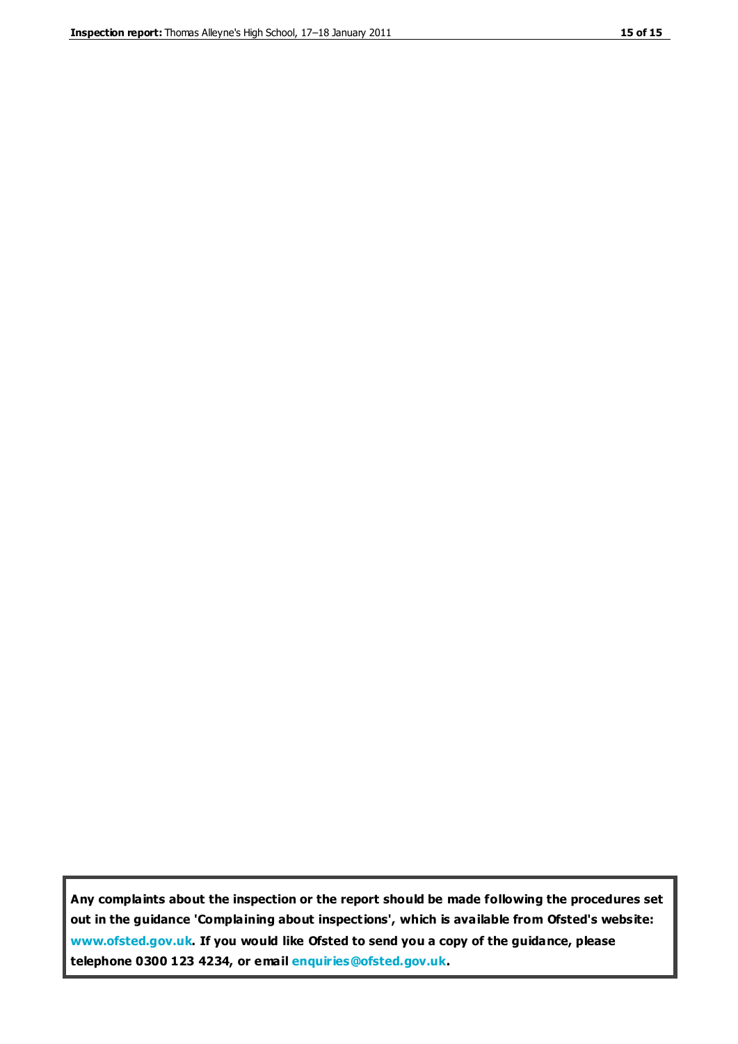**Any complaints about the inspection or the report should be made following the procedures set out in the guidance 'Complaining about inspections', which is available from Ofsted's website: www.ofsted.gov.uk. If you would like Ofsted to send you a copy of the guidance, please telephone 0300 123 4234, or email enquiries@ofsted.gov.uk.**